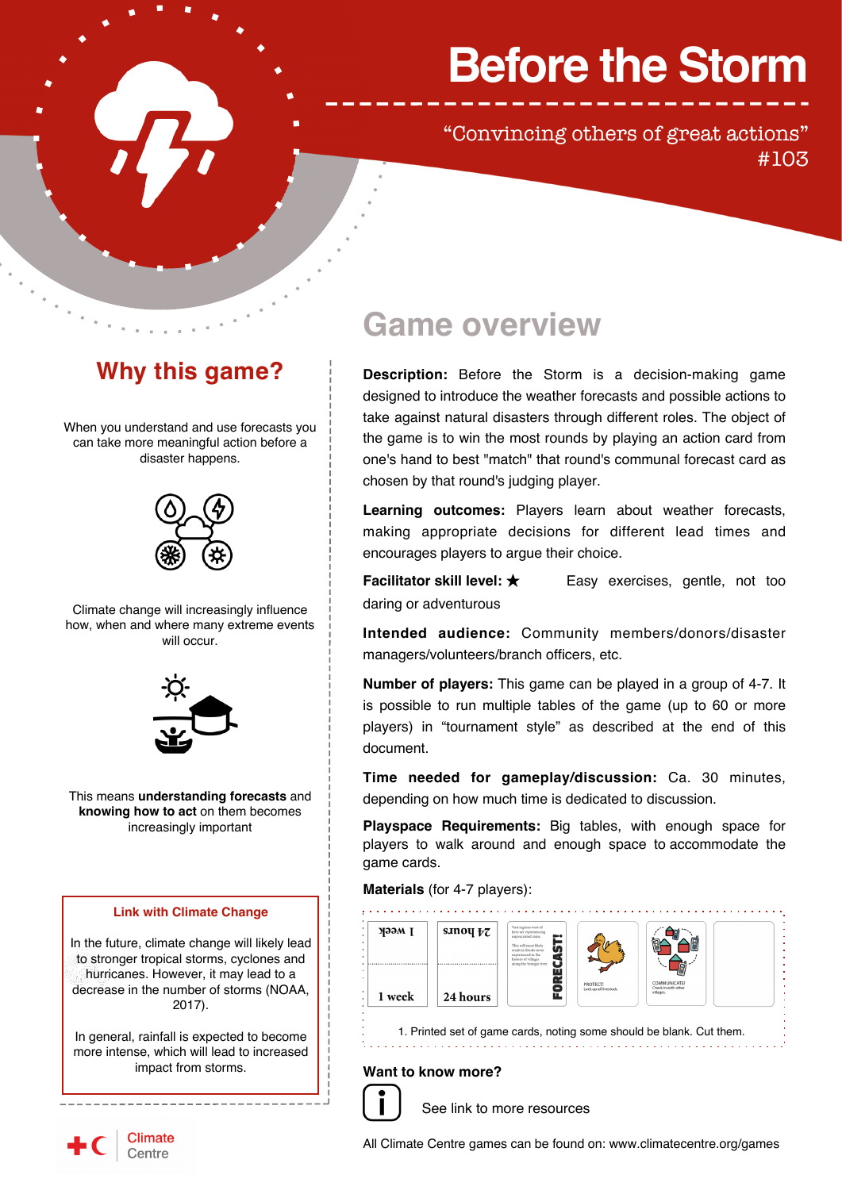# Before the Storm

"Convincing others of great actions"
#103

## Why this game?

When you understand and use forecasts you can take more meaningful action before a disaster happens.

Climate change will increasingly influence how, when and where many extreme events will occur.

This means **understanding forecasts** and **knowing how to act** on them becomes increasingly important

### Link with Climate Change

In the future, climate change will likely lead to stronger tropical storms, cyclones and hurricanes. However, it may lead to a decrease in the number of storms (NOAA, 2017).

In general, rainfall is expected to become more intense, which will lead to increased impact from storms.

## Game overview

**Description:** Before the Storm is a decision-making game designed to introduce the weather forecasts and possible actions to take against natural disasters through different roles. The object of the game is to win the most rounds by playing an action card from one's hand to best "match" that round's communal forecast card as chosen by that round's judging player.

**Learning outcomes:** Players learn about weather forecasts, making appropriate decisions for different lead times and encourages players to argue their choice.

**Facilitator skill level:** ★ Easy exercises, gentle, not too daring or adventurous

**Intended audience:** Community members/donors/disaster managers/volunteers/branch officers, etc.

**Number of players:** This game can be played in a group of 4-7. It is possible to run multiple tables of the game (up to 60 or more players) in "tournament style" as described at the end of this document.

**Time needed for gameplay/discussion:** Ca. 30 minutes, depending on how much time is dedicated to discussion.

**Playspace Requirements:** Big tables, with enough space for players to walk around and enough space to accommodate the game cards.

**Materials** (for 4-7 players):

1. Printed set of game cards, noting some should be blank. Cut them.

### Want to know more?

See link to more resources

All Climate Centre games can be found on: www.climatecentre.org/games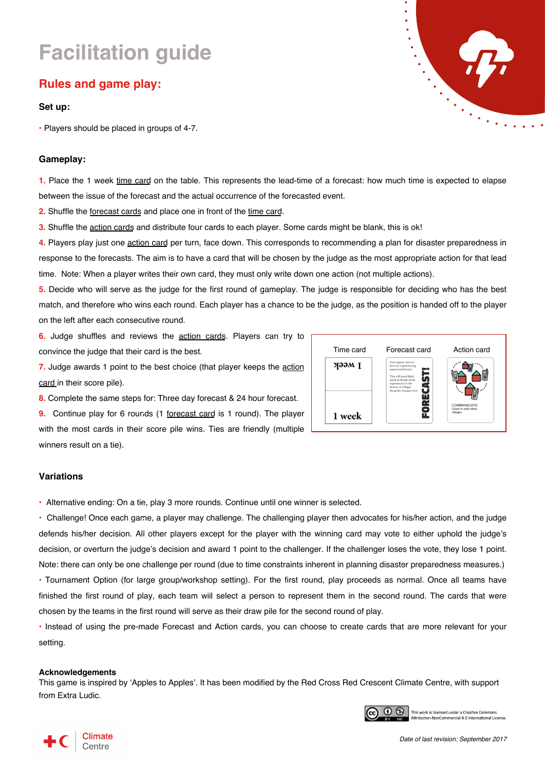# Facilitation guide

## Rules and game play:

**Set up:**

- Players should be placed in groups of 4-7.

### Gameplay:

1. Place the 1 week time card on the table. This represents the lead-time of a forecast: how much time is expected to elapse between the issue of the forecast and the actual occurrence of the forecasted event.
2. Shuffle the forecast cards and place one in front of the time card.
3. Shuffle the action cards and distribute four cards to each player. Some cards might be blank, this is ok!
4. Players play just one action card per turn, face down. This corresponds to recommending a plan for disaster preparedness in response to the forecasts. The aim is to have a card that will be chosen by the judge as the most appropriate action for that lead time. Note: When a player writes their own card, they must only write down one action (not multiple actions).
5. Decide who will serve as the judge for the first round of gameplay. The judge is responsible for deciding who has the best match, and therefore who wins each round. Each player has a chance to be the judge, as the position is handed off to the player on the left after each consecutive round.
6. Judge shuffles and reviews the action cards. Players can try to convince the judge that their card is the best.
7. Judge awards 1 point to the best choice (that player keeps the action card in their score pile).
8. Complete the same steps for: Three day forecast & 24 hour forecast.
9. Continue play for 6 rounds (1 forecast card is 1 round). The player with the most cards in their score pile wins. Ties are friendly (multiple winners result on a tie).

Time card

1 week

1 week

Forecast card

Vast regions west of here are experiencing unprecedented rains.

This will most likely result in floods never experienced in the history of villages along the Senegal rives

FORECAST!

Action card

COMMUNICATE!
Check in with other villages.

### Variations

- Alternative ending: On a tie, play 3 more rounds. Continue until one winner is selected.
- Challenge! Once each game, a player may challenge. The challenging player then advocates for his/her action, and the judge defends his/her decision. All other players except for the player with the winning card may vote to either uphold the judge's decision, or overturn the judge's decision and award 1 point to the challenger. If the challenger loses the vote, they lose 1 point. Note: there can only be one challenge per round (due to time constraints inherent in planning disaster preparedness measures.)
- Tournament Option (for large group/workshop setting). For the first round, play proceeds as normal. Once all teams have finished the first round of play, each team will select a person to represent them in the second round. The cards that were chosen by the teams in the first round will serve as their draw pile for the second round of play.
- Instead of using the pre-made Forecast and Action cards, you can choose to create cards that are more relevant for your setting.

**Acknowledgements**

This game is inspired by 'Apples to Apples'. It has been modified by the Red Cross Red Crescent Climate Centre, with support from Extra Ludic.

This work is licensed under a Creative Commons Attribution-NonCommercial 4.0 International License.

Climate Centre

*Date of last revision: September 2017*